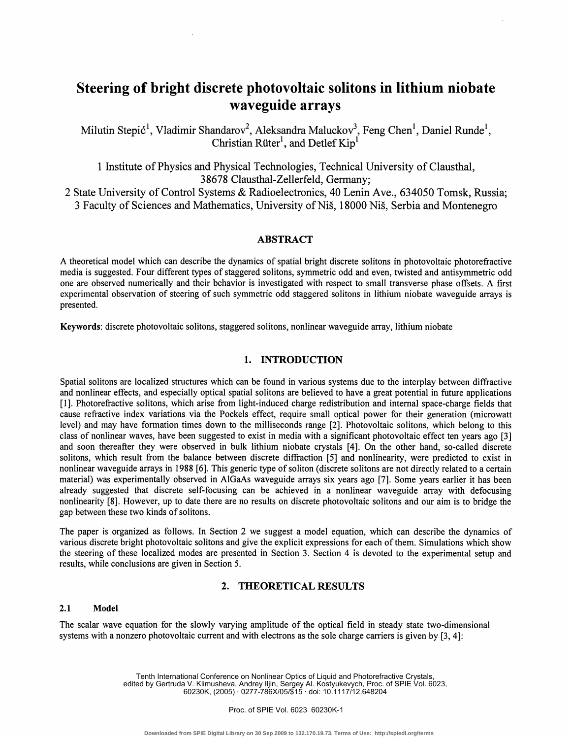# Steering of bright discrete photovoltaic solitons in lithium niobate waveguide arrays

Milutin Stepić[1], Vladimir Shandarov[2], Aleksandra Maluckov[3], Feng Chen[1], Daniel Runde[1], Christian Rüter[1], and Detlef Kip[1]

1 Institute of Physics and Physical Technologies, Technical University of Clausthal, 38678 Clausthal-Zellerfeld, Germany;
2 State University of Control Systems & Radioelectronics, 40 Lenin Ave., 634050 Tomsk, Russia;
3 Faculty of Sciences and Mathematics, University of Niš, 18000 Niš, Serbia and Montenegro

## ABSTRACT

A theoretical model which can describe the dynamics of spatial bright discrete solitons in photovoltaic photorefractive media is suggested. Four different types of staggered solitons, symmetric odd and even, twisted and antisymmetric odd one are observed numerically and their behavior is investigated with respect to small transverse phase offsets. A first experimental observation of steering of such symmetric odd staggered solitons in lithium niobate waveguide arrays is presented.

**Keywords**: discrete photovoltaic solitons, staggered solitons, nonlinear waveguide array, lithium niobate

## 1. INTRODUCTION

Spatial solitons are localized structures which can be found in various systems due to the interplay between diffractive and nonlinear effects, and especially optical spatial solitons are believed to have a great potential in future applications [1]. Photorefractive solitons, which arise from light-induced charge redistribution and internal space-charge fields that cause refractive index variations via the Pockels effect, require small optical power for their generation (microwatt level) and may have formation times down to the milliseconds range [2]. Photovoltaic solitons, which belong to this class of nonlinear waves, have been suggested to exist in media with a significant photovoltaic effect ten years ago [3] and soon thereafter they were observed in bulk lithium niobate crystals [4]. On the other hand, so-called discrete solitons, which result from the balance between discrete diffraction [5] and nonlinearity, were predicted to exist in nonlinear waveguide arrays in 1988 [6]. This generic type of soliton (discrete solitons are not directly related to a certain material) was experimentally observed in AlGaAs waveguide arrays six years ago [7]. Some years earlier it has been already suggested that discrete self-focusing can be achieved in a nonlinear waveguide array with defocusing nonlinearity [8]. However, up to date there are no results on discrete photovoltaic solitons and our aim is to bridge the gap between these two kinds of solitons.

The paper is organized as follows. In Section 2 we suggest a model equation, which can describe the dynamics of various discrete bright photovoltaic solitons and give the explicit expressions for each of them. Simulations which show the steering of these localized modes are presented in Section 3. Section 4 is devoted to the experimental setup and results, while conclusions are given in Section 5.

## 2. THEORETICAL RESULTS

### 2.1 Model

The scalar wave equation for the slowly varying amplitude of the optical field in steady state two-dimensional systems with a nonzero photovoltaic current and with electrons as the sole charge carriers is given by [3, 4]:

Tenth International Conference on Nonlinear Optics of Liquid and Photorefractive Crystals, edited by Gertruda V. Klimusheva, Andrey Iljin, Sergey Al. Kostyukevych, Proc. of SPIE Vol. 6023, 60230K, (2005) · 0277-786X/05/$15 · doi: 10.1117/12.648204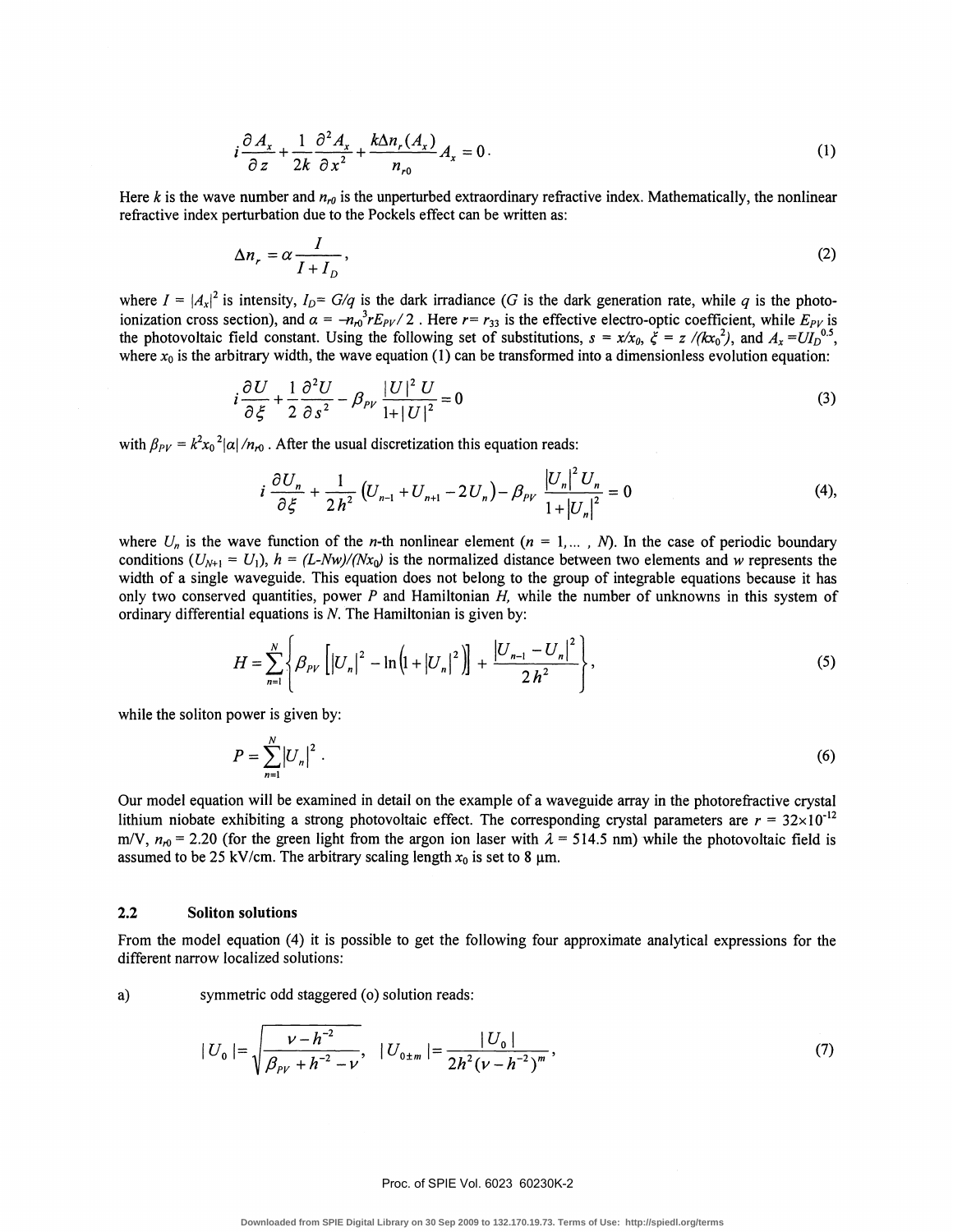$$i\frac{\partial A_x}{\partial z}+\frac{1}{2k}\frac{\partial^2 A_x}{\partial x^2}+\frac{k\Delta n_r(A_x)}{n_{r0}}A_x=0\,. \tag{1}$$

Here $k$ is the wave number and $n_{r0}$ is the unperturbed extraordinary refractive index. Mathematically, the nonlinear refractive index perturbation due to the Pockels effect can be written as:

$$\Delta n_r=\alpha\frac{I}{I+I_D}\,, \tag{2}$$

where $I = |A_x|^2$ is intensity, $I_D= G/q$ is the dark irradiance ($G$ is the dark generation rate, while $q$ is the photo-ionization cross section), and $\alpha = -n_{r0}^3 r E_{PV}/2$ . Here $r= r_{33}$ is the effective electro-optic coefficient, while $E_{PV}$ is the photovoltaic field constant. Using the following set of substitutions, $s = x/x_0$, $\xi = z/(kx_0^2)$, and $A_x = UI_D^{0.5}$, where $x_0$ is the arbitrary width, the wave equation (1) can be transformed into a dimensionless evolution equation:

$$i\frac{\partial U}{\partial \xi}+\frac{1}{2}\frac{\partial^2 U}{\partial s^2}-\beta_{PV}\frac{|U|^2\,U}{1+|U|^2}=0 \tag{3}$$

with $\beta_{PV} = k^2 x_0^2 |\alpha| / n_{r0}$ . After the usual discretization this equation reads:

$$i\frac{\partial U_n}{\partial \xi}+\frac{1}{2h^2}\left(U_{n-1}+U_{n+1}-2U_n\right)-\beta_{PV}\frac{|U_n|^2\,U_n}{1+|U_n|^2}=0 \tag{4}$$

where $U_n$ is the wave function of the $n$-th nonlinear element ($n = 1,\dots, N$). In the case of periodic boundary conditions ($U_{N+1} = U_1$), $h = (L-Nw)/(Nx_0)$ is the normalized distance between two elements and $w$ represents the width of a single waveguide. This equation does not belong to the group of integrable equations because it has only two conserved quantities, power $P$ and Hamiltonian $H$, while the number of unknowns in this system of ordinary differential equations is $N$. The Hamiltonian is given by:

$$H=\sum_{n=1}^{N}\left\{\beta_{PV}\left[|U_n|^2-\ln\left(1+|U_n|^2\right)\right]+\frac{|U_{n-1}-U_n|^2}{2h^2}\right\}, \tag{5}$$

while the soliton power is given by:

$$P=\sum_{n=1}^{N}|U_n|^2\,. \tag{6}$$

Our model equation will be examined in detail on the example of a waveguide array in the photorefractive crystal lithium niobate exhibiting a strong photovoltaic effect. The corresponding crystal parameters are $r = 32\times10^{-12}$ m/V, $n_{r0} = 2.20$ (for the green light from the argon ion laser with $\lambda = 514.5$ nm) while the photovoltaic field is assumed to be 25 kV/cm. The arbitrary scaling length $x_0$ is set to 8 μm.

### 2.2 Soliton solutions

From the model equation (4) it is possible to get the following four approximate analytical expressions for the different narrow localized solutions:

a) symmetric odd staggered (o) solution reads:

$$|U_0|=\sqrt{\frac{\nu-h^{-2}}{\beta_{PV}+h^{-2}-\nu}},\quad |U_{0\pm m}|=\frac{|U_0|}{2h^2(\nu-h^{-2})^m}, \tag{7}$$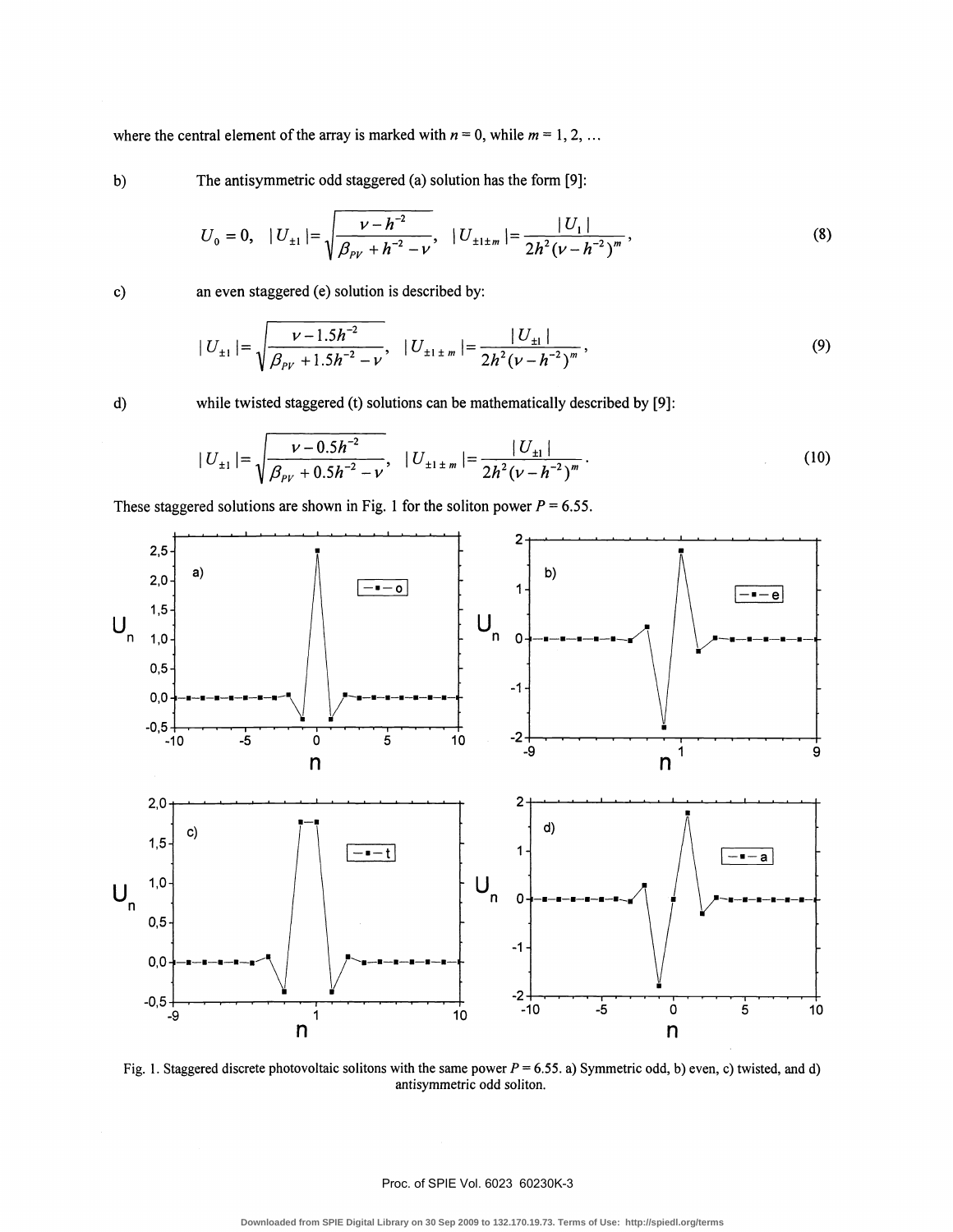where the central element of the array is marked with $n = 0$, while $m = 1, 2, \ldots$

b) The antisymmetric odd staggered (a) solution has the form [9]:

$$U_0 = 0, \quad |U_{\pm 1}| = \sqrt{\frac{\nu - h^{-2}}{\beta_{PV} + h^{-2} - \nu}}, \quad |U_{\pm 1 \pm m}| = \frac{|U_1|}{2h^2(\nu - h^{-2})^m}, \tag{8}$$

c) an even staggered (e) solution is described by:

$$|U_{\pm 1}| = \sqrt{\frac{\nu - 1.5h^{-2}}{\beta_{PV} + 1.5h^{-2} - \nu}}, \quad |U_{\pm 1 \pm m}| = \frac{|U_{\pm 1}|}{2h^2(\nu - h^{-2})^m}, \tag{9}$$

d) while twisted staggered (t) solutions can be mathematically described by [9]:

$$|U_{\pm 1}| = \sqrt{\frac{\nu - 0.5h^{-2}}{\beta_{PV} + 0.5h^{-2} - \nu}}, \quad |U_{\pm 1 \pm m}| = \frac{|U_{\pm 1}|}{2h^2(\nu - h^{-2})^m}. \tag{10}$$

These staggered solutions are shown in Fig. 1 for the soliton power $P = 6.55$.

a) o
$U_n$
n
2,5
2,0
1,5
1,0
0,5
0,0
-0,5
-10
-5
0
5
10

b) e
$U_n$
n
2
1
0
-1
-2
-9
1
9

c) t
$U_n$
n
2,0
1,5
1,0
0,5
0,0
-0,5
-9
1
10

d) a
$U_n$
n
2
1
0
-1
-2
-10
-5
0
5
10

Fig. 1. Staggered discrete photovoltaic solitons with the same power $P = 6.55$. a) Symmetric odd, b) even, c) twisted, and d) antisymmetric odd soliton.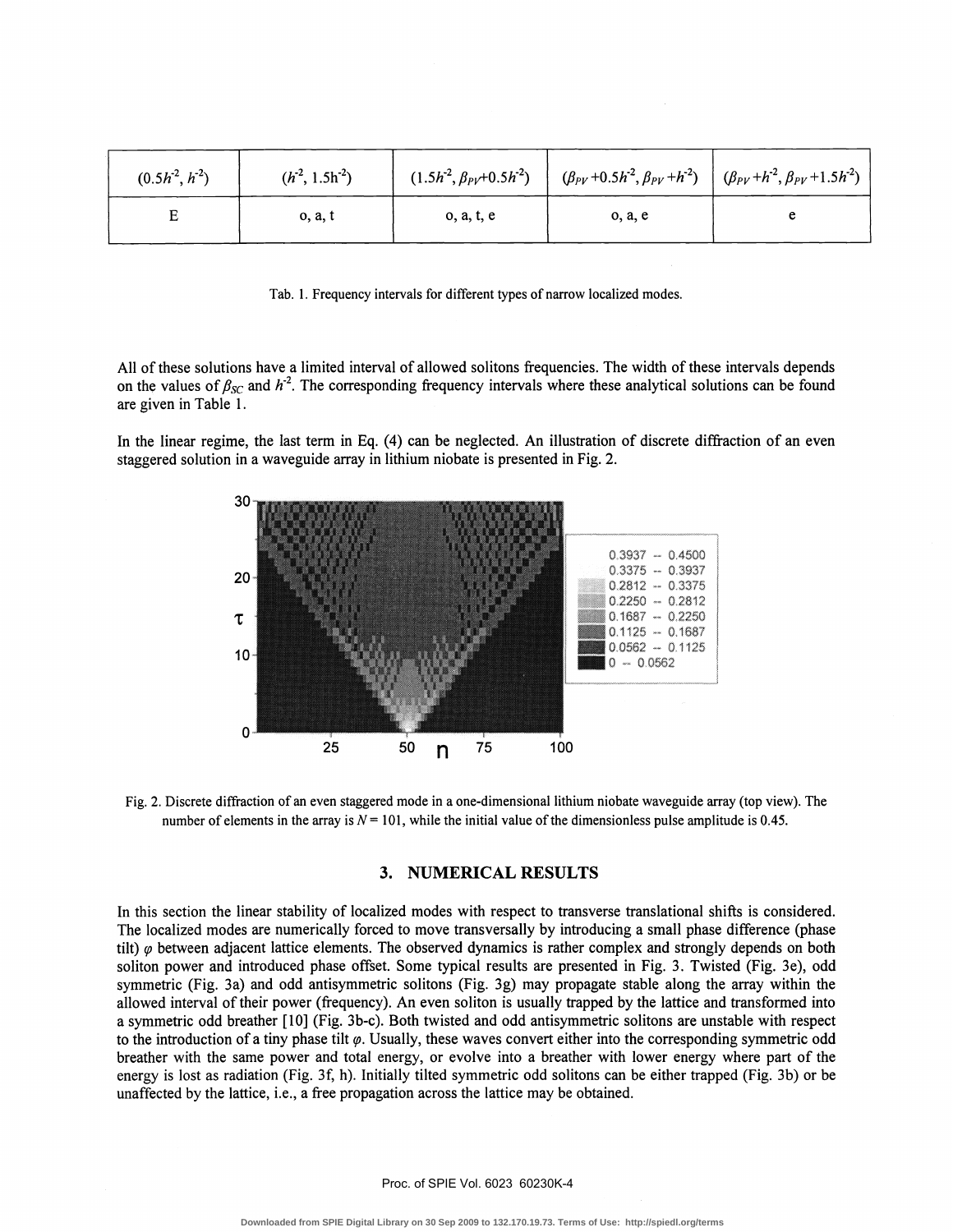| $(0.5h^{-2}, h^{-2})$ | $(h^{-2}, 1.5h^{-2})$ | $(1.5h^{-2}, \beta_{PV}+0.5h^{-2})$ | $(\beta_{PV}+0.5h^{-2}, \beta_{PV}+h^{-2})$ | $(\beta_{PV}+h^{-2}, \beta_{PV}+1.5h^{-2})$ |
|---|---|---|---|---|
| E | o, a, t | o, a, t, e | o, a, e | e |

Tab. 1. Frequency intervals for different types of narrow localized modes.

All of these solutions have a limited interval of allowed solitons frequencies. The width of these intervals depends on the values of $\beta_{SC}$ and $h^{-2}$. The corresponding frequency intervals where these analytical solutions can be found are given in Table 1.

In the linear regime, the last term in Eq. (4) can be neglected. An illustration of discrete diffraction of an even staggered solution in a waveguide array in lithium niobate is presented in Fig. 2.

30
20
τ
10
0
25
50
n
75
100

0.3937 -- 0.4500
0.3375 -- 0.3937
0.2812 -- 0.3375
0.2250 -- 0.2812
0.1687 -- 0.2250
0.1125 -- 0.1687
0.0562 -- 0.1125
0 -- 0.0562

Fig. 2. Discrete diffraction of an even staggered mode in a one-dimensional lithium niobate waveguide array (top view). The number of elements in the array is $N = 101$, while the initial value of the dimensionless pulse amplitude is 0.45.

## 3. NUMERICAL RESULTS

In this section the linear stability of localized modes with respect to transverse translational shifts is considered. The localized modes are numerically forced to move transversally by introducing a small phase difference (phase tilt) $\varphi$ between adjacent lattice elements. The observed dynamics is rather complex and strongly depends on both soliton power and introduced phase offset. Some typical results are presented in Fig. 3. Twisted (Fig. 3e), odd symmetric (Fig. 3a) and odd antisymmetric solitons (Fig. 3g) may propagate stable along the array within the allowed interval of their power (frequency). An even soliton is usually trapped by the lattice and transformed into a symmetric odd breather [10] (Fig. 3b-c). Both twisted and odd antisymmetric solitons are unstable with respect to the introduction of a tiny phase tilt $\varphi$. Usually, these waves convert either into the corresponding symmetric odd breather with the same power and total energy, or evolve into a breather with lower energy where part of the energy is lost as radiation (Fig. 3f, h). Initially tilted symmetric odd solitons can be either trapped (Fig. 3b) or be unaffected by the lattice, i.e., a free propagation across the lattice may be obtained.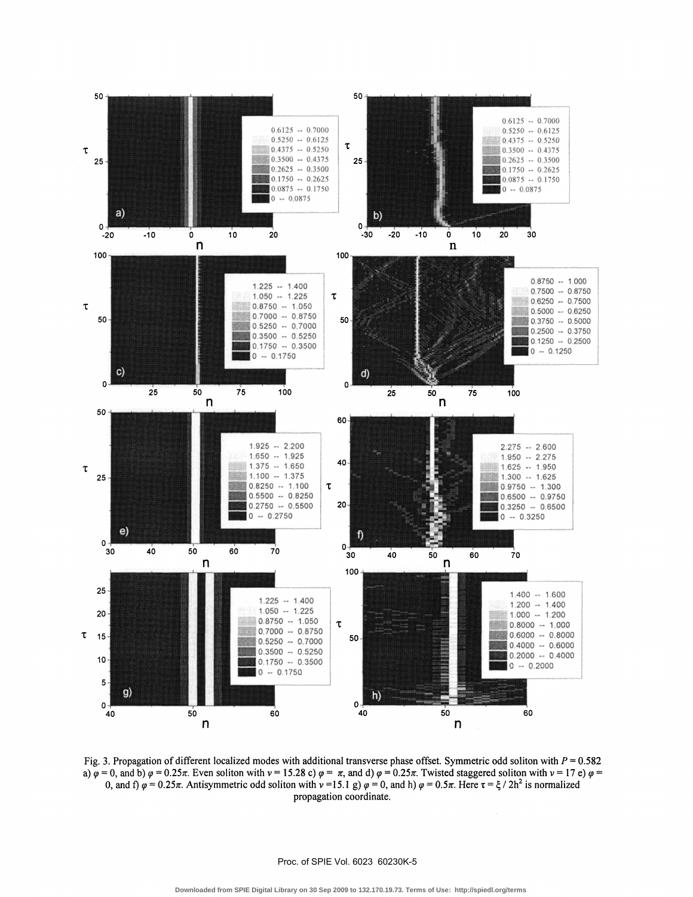a)

τ

n

50

25

0

-20 -10 0 10 20

0.6125 -- 0.7000
0.5250 -- 0.6125
0.4375 -- 0.5250
0.3500 -- 0.4375
0.2625 -- 0.3500
0.1750 -- 0.2625
0.0875 -- 0.1750
0 -- 0.0875

b)

τ

n

50

25

0

-30 -20 -10 0 10 20 30

0.6125 -- 0.7000
0.5250 -- 0.6125
0.4375 -- 0.5250
0.3500 -- 0.4375
0.2625 -- 0.3500
0.1750 -- 0.2625
0.0875 -- 0.1750
0 -- 0.0875

c)

τ

n

100

50

0

25 50 75 100

1.225 -- 1.400
1.050 -- 1.225
0.8750 -- 1.050
0.7000 -- 0.8750
0.5250 -- 0.7000
0.3500 -- 0.5250
0.1750 -- 0.3500
0 -- 0.1750

d)

τ

n

100

50

0

25 50 75 100

0.8750 -- 1.000
0.7500 -- 0.8750
0.6250 -- 0.7500
0.5000 -- 0.6250
0.3750 -- 0.5000
0.2500 -- 0.3750
0.1250 -- 0.2500
0 -- 0.1250

e)

τ

n

50

25

0

30 40 50 60 70

1.925 -- 2.200
1.650 -- 1.925
1.375 -- 1.650
1.100 -- 1.375
0.8250 -- 1.100
0.5500 -- 0.8250
0.2750 -- 0.5500
0 -- 0.2750

f)

τ

n

60

40

20

0

30 40 50 60 70

2.275 -- 2.600
1.950 -- 2.275
1.625 -- 1.950
1.300 -- 1.625
0.9750 -- 1.300
0.6500 -- 0.9750
0.3250 -- 0.6500
0 -- 0.3250

g)

τ

n

25

20

15

10

5

0

40 50 60

1.225 -- 1.400
1.050 -- 1.225
0.8750 -- 1.050
0.7000 -- 0.8750
0.5250 -- 0.7000
0.3500 -- 0.5250
0.1750 -- 0.3500
0 -- 0.1750

h)

τ

n

100

50

0

40 50 60

1.400 -- 1.600
1.200 -- 1.400
1.000 -- 1.200
0.8000 -- 1.000
0.6000 -- 0.8000
0.4000 -- 0.6000
0.2000 -- 0.4000
0 -- 0.2000

Fig. 3. Propagation of different localized modes with additional transverse phase offset. Symmetric odd soliton with $P = 0.582$ a) $\varphi = 0$, and b) $\varphi = 0.25\pi$. Even soliton with $\nu = 15.28$ c) $\varphi = \pi$, and d) $\varphi = 0.25\pi$. Twisted staggered soliton with $\nu = 17$ e) $\varphi = 0$, and f) $\varphi = 0.25\pi$. Antisymmetric odd soliton with $\nu = 15.1$ g) $\varphi = 0$, and h) $\varphi = 0.5\pi$. Here $\tau = \xi / 2h^2$ is normalized propagation coordinate.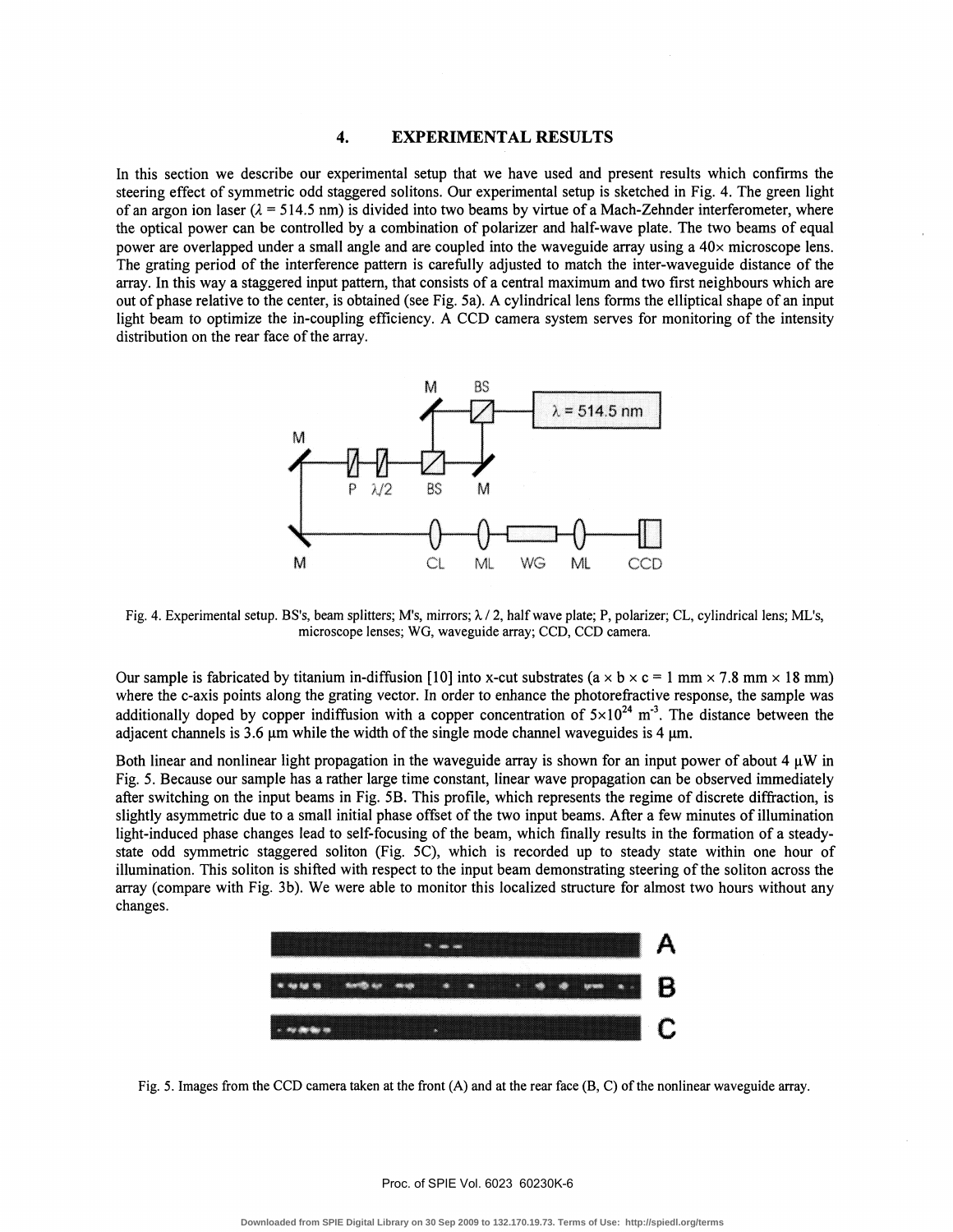## 4. EXPERIMENTAL RESULTS

In this section we describe our experimental setup that we have used and present results which confirms the steering effect of symmetric odd staggered solitons. Our experimental setup is sketched in Fig. 4. The green light of an argon ion laser ($\lambda$ = 514.5 nm) is divided into two beams by virtue of a Mach-Zehnder interferometer, where the optical power can be controlled by a combination of polarizer and half-wave plate. The two beams of equal power are overlapped under a small angle and are coupled into the waveguide array using a 40× microscope lens. The grating period of the interference pattern is carefully adjusted to match the inter-waveguide distance of the array. In this way a staggered input pattern, that consists of a central maximum and two first neighbours which are out of phase relative to the center, is obtained (see Fig. 5a). A cylindrical lens forms the elliptical shape of an input light beam to optimize the in-coupling efficiency. A CCD camera system serves for monitoring of the intensity distribution on the rear face of the array.

M
BS
$\lambda$ = 514.5 nm
M
P
$\lambda$/2
BS
M
M
CL
ML
WG
ML
CCD

Fig. 4. Experimental setup. BS's, beam splitters; M's, mirrors; $\lambda$ / 2, half wave plate; P, polarizer; CL, cylindrical lens; ML's, microscope lenses; WG, waveguide array; CCD, CCD camera.

Our sample is fabricated by titanium in-diffusion [10] into x-cut substrates (a × b × c = 1 mm × 7.8 mm × 18 mm) where the c-axis points along the grating vector. In order to enhance the photorefractive response, the sample was additionally doped by copper indiffusion with a copper concentration of $5\times10^{24}$ m$^{-3}$. The distance between the adjacent channels is 3.6 µm while the width of the single mode channel waveguides is 4 µm.

Both linear and nonlinear light propagation in the waveguide array is shown for an input power of about 4 µW in Fig. 5. Because our sample has a rather large time constant, linear wave propagation can be observed immediately after switching on the input beams in Fig. 5B. This profile, which represents the regime of discrete diffraction, is slightly asymmetric due to a small initial phase offset of the two input beams. After a few minutes of illumination light-induced phase changes lead to self-focusing of the beam, which finally results in the formation of a steady-state odd symmetric staggered soliton (Fig. 5C), which is recorded up to steady state within one hour of illumination. This soliton is shifted with respect to the input beam demonstrating steering of the soliton across the array (compare with Fig. 3b). We were able to monitor this localized structure for almost two hours without any changes.

A
B
C

Fig. 5. Images from the CCD camera taken at the front (A) and at the rear face (B, C) of the nonlinear waveguide array.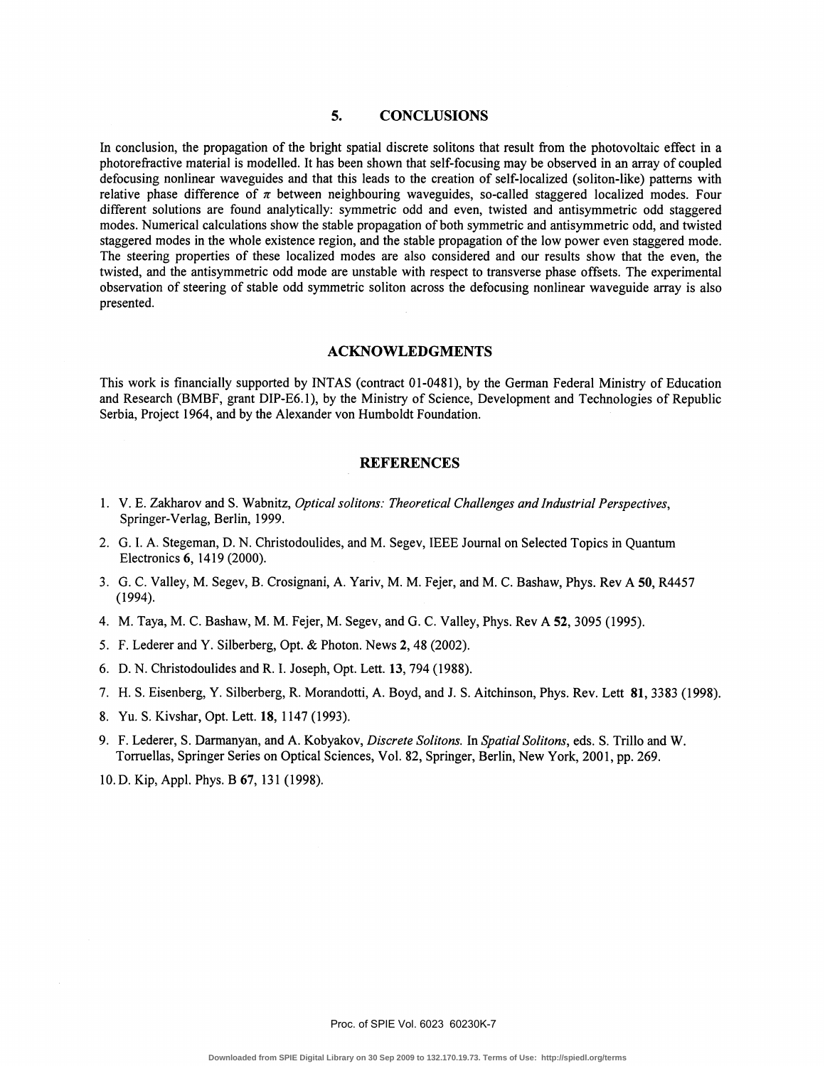## 5. CONCLUSIONS

In conclusion, the propagation of the bright spatial discrete solitons that result from the photovoltaic effect in a photorefractive material is modelled. It has been shown that self-focusing may be observed in an array of coupled defocusing nonlinear waveguides and that this leads to the creation of self-localized (soliton-like) patterns with relative phase difference of $\pi$ between neighbouring waveguides, so-called staggered localized modes. Four different solutions are found analytically: symmetric odd and even, twisted and antisymmetric odd staggered modes. Numerical calculations show the stable propagation of both symmetric and antisymmetric odd, and twisted staggered modes in the whole existence region, and the stable propagation of the low power even staggered mode. The steering properties of these localized modes are also considered and our results show that the even, the twisted, and the antisymmetric odd mode are unstable with respect to transverse phase offsets. The experimental observation of steering of stable odd symmetric soliton across the defocusing nonlinear waveguide array is also presented.

## ACKNOWLEDGMENTS

This work is financially supported by INTAS (contract 01-0481), by the German Federal Ministry of Education and Research (BMBF, grant DIP-E6.1), by the Ministry of Science, Development and Technologies of Republic Serbia, Project 1964, and by the Alexander von Humboldt Foundation.

## REFERENCES

1. V. E. Zakharov and S. Wabnitz, *Optical solitons: Theoretical Challenges and Industrial Perspectives*, Springer-Verlag, Berlin, 1999.
2. G. I. A. Stegeman, D. N. Christodoulides, and M. Segev, IEEE Journal on Selected Topics in Quantum Electronics **6**, 1419 (2000).
3. G. C. Valley, M. Segev, B. Crosignani, A. Yariv, M. M. Fejer, and M. C. Bashaw, Phys. Rev A **50**, R4457 (1994).
4. M. Taya, M. C. Bashaw, M. M. Fejer, M. Segev, and G. C. Valley, Phys. Rev A **52**, 3095 (1995).
5. F. Lederer and Y. Silberberg, Opt. & Photon. News **2**, 48 (2002).
6. D. N. Christodoulides and R. I. Joseph, Opt. Lett. **13**, 794 (1988).
7. H. S. Eisenberg, Y. Silberberg, R. Morandotti, A. Boyd, and J. S. Aitchinson, Phys. Rev. Lett **81**, 3383 (1998).
8. Yu. S. Kivshar, Opt. Lett. **18**, 1147 (1993).
9. F. Lederer, S. Darmanyan, and A. Kobyakov, *Discrete Solitons.* In *Spatial Solitons*, eds. S. Trillo and W. Torruellas, Springer Series on Optical Sciences, Vol. 82, Springer, Berlin, New York, 2001, pp. 269.
10. D. Kip, Appl. Phys. B **67**, 131 (1998).